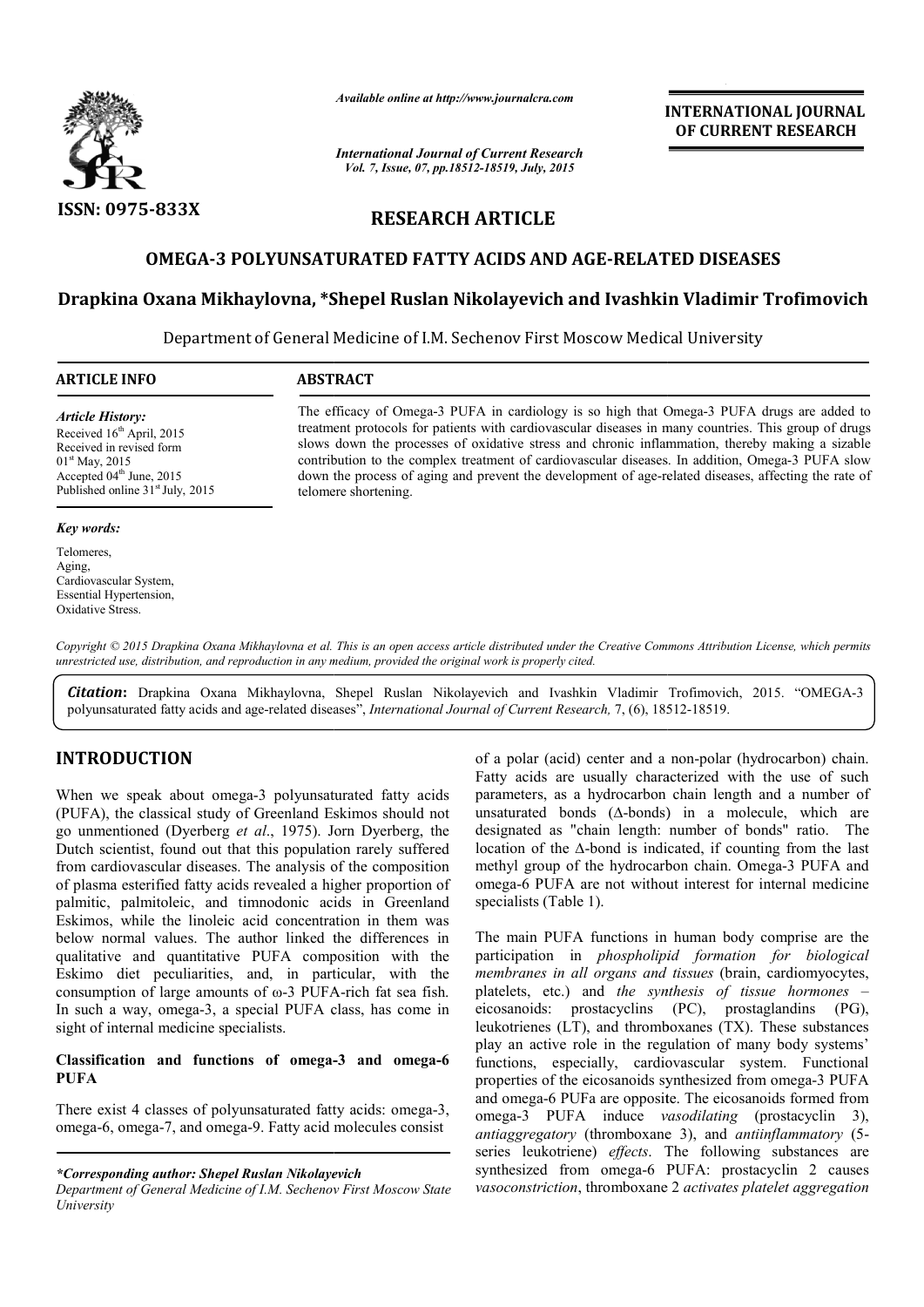*Available online at http://www.journalcra.com*

*International Journal of Current Research*
*Vol. 7, Issue, 07, pp.18512-18519, July, 2015*

INTERNATIONAL JOURNAL OF CURRENT RESEARCH

ISSN: 0975-833X

## RESEARCH ARTICLE

# OMEGA-3 POLYUNSATURATED FATTY ACIDS AND AGE-RELATED DISEASES

**Drapkina Oxana Mikhaylovna, \*Shepel Ruslan Nikolayevich and Ivashkin Vladimir Trofimovich**

Department of General Medicine of I.M. Sechenov First Moscow Medical University

**ARTICLE INFO**

*Article History:*
Received 16th April, 2015
Received in revised form 01st May, 2015
Accepted 04th June, 2015
Published online 31st July, 2015

*Key words:*
Telomeres,
Aging,
Cardiovascular System,
Essential Hypertension,
Oxidative Stress.

**ABSTRACT**

The efficacy of Omega-3 PUFA in cardiology is so high that Omega-3 PUFA drugs are added to treatment protocols for patients with cardiovascular diseases in many countries. This group of drugs slows down the processes of oxidative stress and chronic inflammation, thereby making a sizable contribution to the complex treatment of cardiovascular diseases. In addition, Omega-3 PUFA slow down the process of aging and prevent the development of age-related diseases, affecting the rate of telomere shortening.

*Copyright © 2015 Drapkina Oxana Mikhaylovna et al. This is an open access article distributed under the Creative Commons Attribution License, which permits unrestricted use, distribution, and reproduction in any medium, provided the original work is properly cited.*

***Citation*:** Drapkina Oxana Mikhaylovna, Shepel Ruslan Nikolayevich and Ivashkin Vladimir Trofimovich, 2015. "OMEGA-3 polyunsaturated fatty acids and age-related diseases", *International Journal of Current Research,* 7, (6), 18512-18519.

## INTRODUCTION

When we speak about omega-3 polyunsaturated fatty acids (PUFA), the classical study of Greenland Eskimos should not go unmentioned (Dyerberg *et al*., 1975). Jorn Dyerberg, the Dutch scientist, found out that this population rarely suffered from cardiovascular diseases. The analysis of the composition of plasma esterified fatty acids revealed a higher proportion of palmitic, palmitoleic, and timnodonic acids in Greenland Eskimos, while the linoleic acid concentration in them was below normal values. The author linked the differences in qualitative and quantitative PUFA composition with the Eskimo diet peculiarities, and, in particular, with the consumption of large amounts of ω-3 PUFA-rich fat sea fish. In such a way, omega-3, a special PUFA class, has come in sight of internal medicine specialists.

### Classification and functions of omega-3 and omega-6 PUFA

There exist 4 classes of polyunsaturated fatty acids: omega-3, omega-6, omega-7, and omega-9. Fatty acid molecules consist of a polar (acid) center and a non-polar (hydrocarbon) chain. Fatty acids are usually characterized with the use of such parameters, as a hydrocarbon chain length and a number of unsaturated bonds (Δ-bonds) in a molecule, which are designated as "chain length: number of bonds" ratio. The location of the Δ-bond is indicated, if counting from the last methyl group of the hydrocarbon chain. Omega-3 PUFA and omega-6 PUFA are not without interest for internal medicine specialists (Table 1).

The main PUFA functions in human body comprise are the participation in *phospholipid formation for biological membranes in all organs and tissues* (brain, cardiomyocytes, platelets, etc.) and *the synthesis of tissue hormones* – eicosanoids: prostacyclins (PC), prostaglandins (PG), leukotrienes (LT), and thromboxanes (TX). These substances play an active role in the regulation of many body systems' functions, especially, cardiovascular system. Functional properties of the eicosanoids synthesized from omega-3 PUFA and omega-6 PUFa are opposite. The eicosanoids formed from omega-3 PUFA induce *vasodilating* (prostacyclin 3), *antiaggregatory* (thromboxane 3), and *antiinflammatory* (5-series leukotriene) *effects*. The following substances are synthesized from omega-6 PUFA: prostacyclin 2 causes *vasoconstriction*, thromboxane 2 *activates platelet aggregation*

*\*Corresponding author: Shepel Ruslan Nikolayevich*
*Department of General Medicine of I.M. Sechenov First Moscow State University*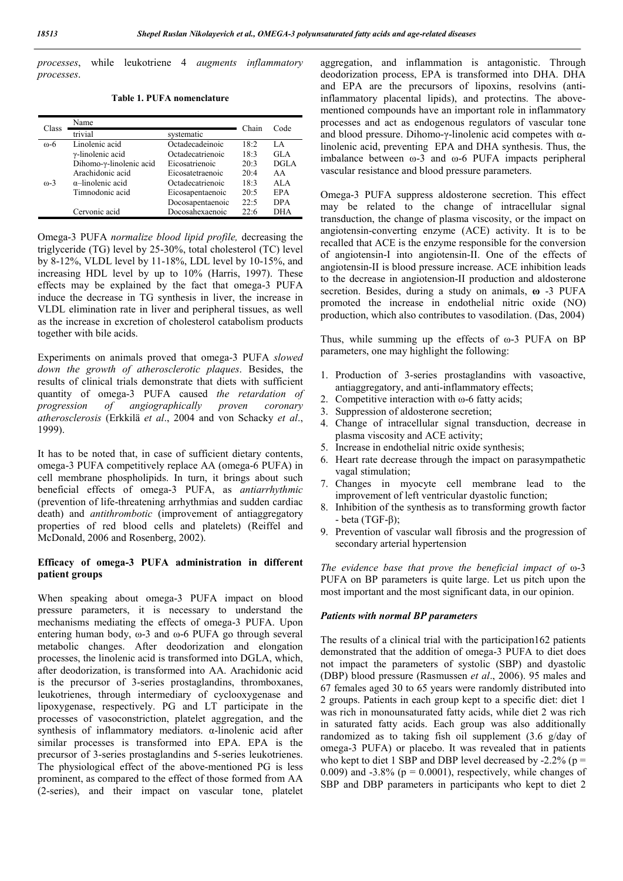*processes*, while leukotriene 4 *augments inflammatory processes*.

**Table 1. PUFA nomenclature**

| Class | Name | | Chain | Code |
|---|---|---|---|---|
| | trivial | systematic | | |
| ω-6 | Linolenic acid | Octadecadeinoic | 18:2 | LA |
| | γ-linolenic acid | Octadecatrienoic | 18:3 | GLA |
| | Dihomo-γ-linolenic acid | Eicosatrienoic | 20:3 | DGLA |
| | Arachidonic acid | Eicosatetraenoic | 20:4 | AA |
| ω-3 | α–linolenic acid | Octadecatrienoic | 18:3 | ALA |
| | Timnodonic acid | Eicosapentaenoic | 20:5 | EPA |
| | | Docosapentaenoic | 22:5 | DPA |
| | Cervonic acid | Docosahexaenoic | 22:6 | DHA |

Omega-3 PUFA *normalize blood lipid profile,* decreasing the triglyceride (TG) level by 25-30%, total cholesterol (TC) level by 8-12%, VLDL level by 11-18%, LDL level by 10-15%, and increasing HDL level by up to 10% (Harris, 1997). These effects may be explained by the fact that omega-3 PUFA induce the decrease in TG synthesis in liver, the increase in VLDL elimination rate in liver and peripheral tissues, as well as the increase in excretion of cholesterol catabolism products together with bile acids.

Experiments on animals proved that omega-3 PUFA *slowed down the growth of atherosclerotic plaques*. Besides, the results of clinical trials demonstrate that diets with sufficient quantity of omega-3 PUFA caused *the retardation of progression of angiographically proven coronary atherosclerosis* (Erkkilä *et al*., 2004 and von Schacky *et al*., 1999).

It has to be noted that, in case of sufficient dietary contents, omega-3 PUFA competitively replace AA (omega-6 PUFA) in cell membrane phospholipids. In turn, it brings about such beneficial effects of omega-3 PUFA, as *antiarrhythmic* (prevention of life-threatening arrhythmias and sudden cardiac death) and *antithrombotic* (improvement of antiaggregatory properties of red blood cells and platelets) (Reiffel and McDonald, 2006 and Rosenberg, 2002).

## Efficacy of omega-3 PUFA administration in different patient groups

When speaking about omega-3 PUFA impact on blood pressure parameters, it is necessary to understand the mechanisms mediating the effects of omega-3 PUFA. Upon entering human body, ω-3 and ω-6 PUFA go through several metabolic changes. After deodorization and elongation processes, the linolenic acid is transformed into DGLA, which, after deodorization, is transformed into AA. Arachidonic acid is the precursor of 3-series prostaglandins, thromboxanes, leukotrienes, through intermediary of cyclooxygenase and lipoxygenase, respectively. PG and LT participate in the processes of vasoconstriction, platelet aggregation, and the synthesis of inflammatory mediators. α-linolenic acid after similar processes is transformed into EPA. EPA is the precursor of 3-series prostaglandins and 5-series leukotrienes. The physiological effect of the above-mentioned PG is less prominent, as compared to the effect of those formed from AA (2-series), and their impact on vascular tone, platelet aggregation, and inflammation is antagonistic. Through deodorization process, EPA is transformed into DHA. DHA and EPA are the precursors of lipoxins, resolvins (anti-inflammatory placental lipids), and protectins. The above-mentioned compounds have an important role in inflammatory processes and act as endogenous regulators of vascular tone and blood pressure. Dihomo-γ-linolenic acid competes with α-linolenic acid, preventing EPA and DHA synthesis. Thus, the imbalance between ω-3 and ω-6 PUFA impacts peripheral vascular resistance and blood pressure parameters.

Omega-3 PUFA suppress aldosterone secretion. This effect may be related to the change of intracellular signal transduction, the change of plasma viscosity, or the impact on angiotensin-converting enzyme (ACE) activity. It is to be recalled that ACE is the enzyme responsible for the conversion of angiotensin-I into angiotensin-II. One of the effects of angiotensin-II is blood pressure increase. ACE inhibition leads to the decrease in angiotensin-II production and aldosterone secretion. Besides, during a study on animals, **ω** -3 PUFA promoted the increase in endothelial nitric oxide (NO) production, which also contributes to vasodilation. (Das, 2004)

Thus, while summing up the effects of ω-3 PUFA on BP parameters, one may highlight the following:

1. Production of 3-series prostaglandins with vasoactive, antiaggregatory, and anti-inflammatory effects;
2. Competitive interaction with ω-6 fatty acids;
3. Suppression of aldosterone secretion;
4. Change of intracellular signal transduction, decrease in plasma viscosity and ACE activity;
5. Increase in endothelial nitric oxide synthesis;
6. Heart rate decrease through the impact on parasympathetic vagal stimulation;
7. Changes in myocyte cell membrane lead to the improvement of left ventricular diastolic function;
8. Inhibition of the synthesis as to transforming growth factor - beta (TGF-β);
9. Prevention of vascular wall fibrosis and the progression of secondary arterial hypertension

*The evidence base that prove the beneficial impact of* ω-3 PUFA on BP parameters is quite large. Let us pitch upon the most important and the most significant data, in our opinion.

### *Patients with normal BP parameters*

The results of a clinical trial with the participation162 patients demonstrated that the addition of omega-3 PUFA to diet does not impact the parameters of systolic (SBP) and dyastolic (DBP) blood pressure (Rasmussen *et al*., 2006). 95 males and 67 females aged 30 to 65 years were randomly distributed into 2 groups. Patients in each group kept to a specific diet: diet 1 was rich in monounsaturated fatty acids, while diet 2 was rich in saturated fatty acids. Each group was also additionally randomized as to taking fish oil supplement (3.6 g/day of omega-3 PUFA) or placebo. It was revealed that in patients who kept to diet 1 SBP and DBP level decreased by -2.2% ($p = 0.009$) and -3.8% ($p = 0.0001$), respectively, while changes of SBP and DBP parameters in participants who kept to diet 2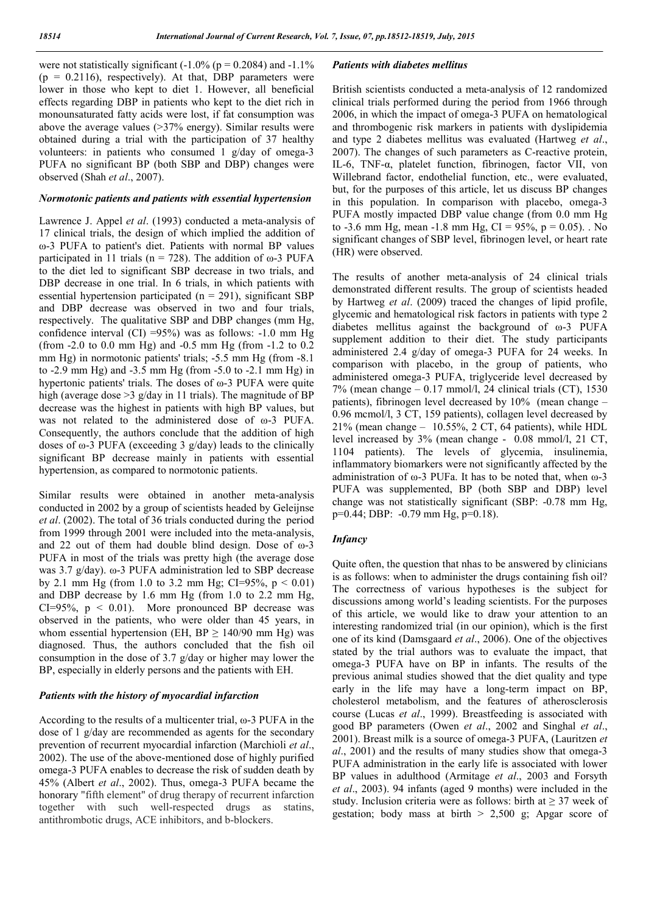were not statistically significant (-1.0% (p = 0.2084) and -1.1% (p = 0.2116), respectively). At that, DBP parameters were lower in those who kept to diet 1. However, all beneficial effects regarding DBP in patients who kept to the diet rich in monounsaturated fatty acids were lost, if fat consumption was above the average values (>37% energy). Similar results were obtained during a trial with the participation of 37 healthy volunteers: in patients who consumed 1 g/day of omega-3 PUFA no significant BP (both SBP and DBP) changes were observed (Shah *et al*., 2007).

### *Normotonic patients and patients with essential hypertension*

Lawrence J. Appel *et al*. (1993) conducted a meta-analysis of 17 clinical trials, the design of which implied the addition of ω-3 PUFA to patient's diet. Patients with normal BP values participated in 11 trials (n = 728). The addition of ω-3 PUFA to the diet led to significant SBP decrease in two trials, and DBP decrease in one trial. In 6 trials, in which patients with essential hypertension participated (n = 291), significant SBP and DBP decrease was observed in two and four trials, respectively. The qualitative SBP and DBP changes (mm Hg, confidence interval (CI) =95%) was as follows: -1.0 mm Hg (from -2.0 to 0.0 mm Hg) and -0.5 mm Hg (from -1.2 to 0.2 mm Hg) in normotonic patients' trials; -5.5 mm Hg (from -8.1 to -2.9 mm Hg) and -3.5 mm Hg (from -5.0 to -2.1 mm Hg) in hypertonic patients' trials. The doses of ω-3 PUFA were quite high (average dose >3 g/day in 11 trials). The magnitude of BP decrease was the highest in patients with high BP values, but was not related to the administered dose of ω-3 PUFA. Consequently, the authors conclude that the addition of high doses of ω-3 PUFA (exceeding 3 g/day) leads to the clinically significant BP decrease mainly in patients with essential hypertension, as compared to normotonic patients.

Similar results were obtained in another meta-analysis conducted in 2002 by a group of scientists headed by Geleijnse *et al*. (2002). The total of 36 trials conducted during the period from 1999 through 2001 were included into the meta-analysis, and 22 out of them had double blind design. Dose of ω-3 PUFA in most of the trials was pretty high (the average dose was 3.7 g/day). ω-3 PUFA administration led to SBP decrease by 2.1 mm Hg (from 1.0 to 3.2 mm Hg; CI=95%, $p < 0.01$) and DBP decrease by 1.6 mm Hg (from 1.0 to 2.2 mm Hg, CI=95%, $p < 0.01$). More pronounced BP decrease was observed in the patients, who were older than 45 years, in whom essential hypertension (EH, BP ≥ 140/90 mm Hg) was diagnosed. Thus, the authors concluded that the fish oil consumption in the dose of 3.7 g/day or higher may lower the BP, especially in elderly persons and the patients with EH.

### *Patients with the history of myocardial infarction*

According to the results of a multicenter trial, ω-3 PUFA in the dose of 1 g/day are recommended as agents for the secondary prevention of recurrent myocardial infarction (Marchioli *et al*., 2002). The use of the above-mentioned dose of highly purified omega-3 PUFA enables to decrease the risk of sudden death by 45% (Albert *et al*., 2002). Thus, omega-3 PUFA became the honorary "fifth element" of drug therapy of recurrent infarction together with such well-respected drugs as statins, antithrombotic drugs, ACE inhibitors, and b-blockers.

### *Patients with diabetes mellitus*

British scientists conducted a meta-analysis of 12 randomized clinical trials performed during the period from 1966 through 2006, in which the impact of omega-3 PUFA on hematological and thrombogenic risk markers in patients with dyslipidemia and type 2 diabetes mellitus was evaluated (Hartweg *et al*., 2007). The changes of such parameters as C-reactive protein, IL-6, TNF-α, platelet function, fibrinogen, factor VII, von Willebrand factor, endothelial function, etc., were evaluated, but, for the purposes of this article, let us discuss BP changes in this population. In comparison with placebo, omega-3 PUFA mostly impacted DBP value change (from 0.0 mm Hg to -3.6 mm Hg, mean -1.8 mm Hg, CI = 95%, p = 0.05). . No significant changes of SBP level, fibrinogen level, or heart rate (HR) were observed.

The results of another meta-analysis of 24 clinical trials demonstrated different results. The group of scientists headed by Hartweg *et al*. (2009) traced the changes of lipid profile, glycemic and hematological risk factors in patients with type 2 diabetes mellitus against the background of ω-3 PUFA supplement addition to their diet. The study participants administered 2.4 g/day of omega-3 PUFA for 24 weeks. In comparison with placebo, in the group of patients, who administered omega-3 PUFA, triglyceride level decreased by 7% (mean change – 0.17 mmol/l, 24 clinical trials (CT), 1530 patients), fibrinogen level decreased by 10% (mean change – 0.96 mcmol/l, 3 CT, 159 patients), collagen level decreased by 21% (mean change – 10.55%, 2 CT, 64 patients), while HDL level increased by 3% (mean change - 0.08 mmol/l, 21 CT, 1104 patients). The levels of glycemia, insulinemia, inflammatory biomarkers were not significantly affected by the administration of ω-3 PUFa. It has to be noted that, when ω-3 PUFA was supplemented, BP (both SBP and DBP) level change was not statistically significant (SBP: -0.78 mm Hg, p=0.44; DBP: -0.79 mm Hg, p=0.18).

### *Infancy*

Quite often, the question that nhas to be answered by clinicians is as follows: when to administer the drugs containing fish oil? The correctness of various hypotheses is the subject for discussions among world's leading scientists. For the purposes of this article, we would like to draw your attention to an interesting randomized trial (in our opinion), which is the first one of its kind (Damsgaard *et al*., 2006). One of the objectives stated by the trial authors was to evaluate the impact, that omega-3 PUFA have on BP in infants. The results of the previous animal studies showed that the diet quality and type early in the life may have a long-term impact on BP, cholesterol metabolism, and the features of atherosclerosis course (Lucas *et al*., 1999). Breastfeeding is associated with good BP parameters (Owen *et al*., 2002 and Singhal *et al*., 2001). Breast milk is a source of omega-3 PUFA, (Lauritzen *et al*., 2001) and the results of many studies show that omega-3 PUFA administration in the early life is associated with lower BP values in adulthood (Armitage *et al*., 2003 and Forsyth *et al*., 2003). 94 infants (aged 9 months) were included in the study. Inclusion criteria were as follows: birth at ≥ 37 week of gestation; body mass at birth > 2,500 g; Apgar score of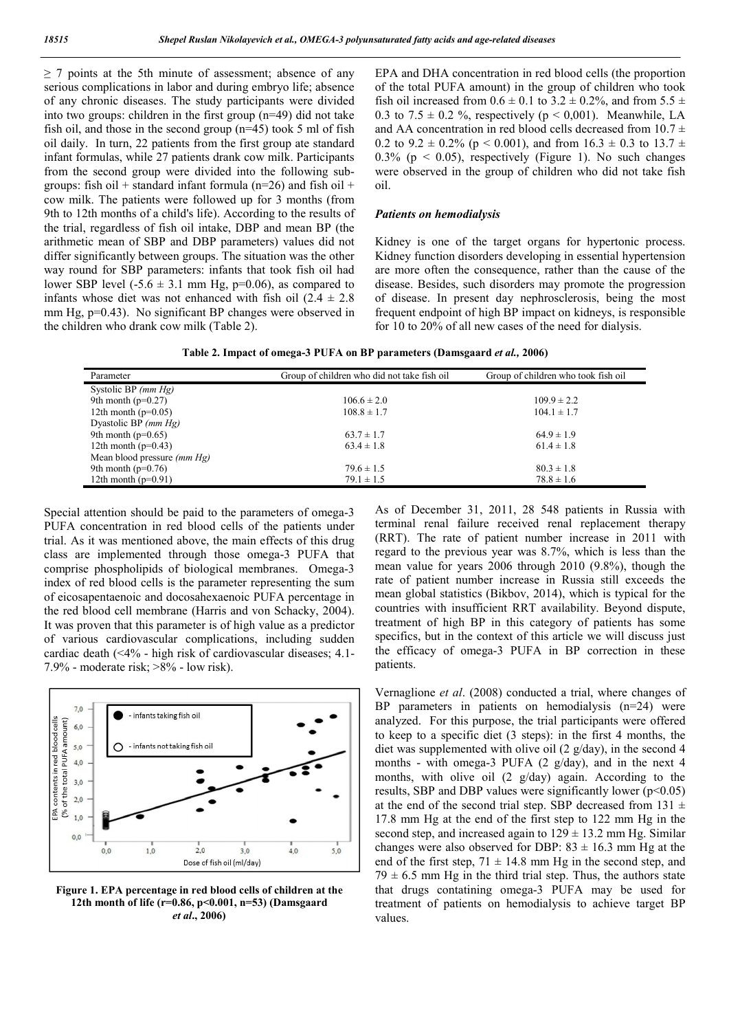≥ 7 points at the 5th minute of assessment; absence of any serious complications in labor and during embryo life; absence of any chronic diseases. The study participants were divided into two groups: children in the first group (n=49) did not take fish oil, and those in the second group (n=45) took 5 ml of fish oil daily. In turn, 22 patients from the first group ate standard infant formulas, while 27 patients drank cow milk. Participants from the second group were divided into the following sub-groups: fish oil + standard infant formula (n=26) and fish oil + cow milk. The patients were followed up for 3 months (from 9th to 12th months of a child's life). According to the results of the trial, regardless of fish oil intake, DBP and mean BP (the arithmetic mean of SBP and DBP parameters) values did not differ significantly between groups. The situation was the other way round for SBP parameters: infants that took fish oil had lower SBP level (-5.6 ± 3.1 mm Hg, p=0.06), as compared to infants whose diet was not enhanced with fish oil (2.4 ± 2.8 mm Hg, p=0.43). No significant BP changes were observed in the children who drank cow milk (Table 2).

EPA and DHA concentration in red blood cells (the proportion of the total PUFA amount) in the group of children who took fish oil increased from 0.6 ± 0.1 to 3.2 ± 0.2%, and from 5.5 ± 0.3 to 7.5 ± 0.2 %, respectively ($p < 0,001$). Meanwhile, LA and AA concentration in red blood cells decreased from 10.7 ± 0.2 to 9.2 ± 0.2% ($p < 0.001$), and from 16.3 ± 0.3 to 13.7 ± 0.3% ($p < 0.05$), respectively (Figure 1). No such changes were observed in the group of children who did not take fish oil.

### *Patients on hemodialysis*

Kidney is one of the target organs for hypertonic process. Kidney function disorders developing in essential hypertension are more often the consequence, rather than the cause of the disease. Besides, such disorders may promote the progression of disease. In present day nephrosclerosis, being the most frequent endpoint of high BP impact on kidneys, is responsible for 10 to 20% of all new cases of the need for dialysis.

**Table 2. Impact of omega-3 PUFA on BP parameters (Damsgaard *et al.*, 2006)**

| Parameter | Group of children who did not take fish oil | Group of children who took fish oil |
|---|---|---|
| Systolic BP *(mm Hg)* | | |
| 9th month (p=0.27) | 106.6 ± 2.0 | 109.9 ± 2.2 |
| 12th month (p=0.05) | 108.8 ± 1.7 | 104.1 ± 1.7 |
| Dyastolic BP *(mm Hg)* | | |
| 9th month (p=0.65) | 63.7 ± 1.7 | 64.9 ± 1.9 |
| 12th month (p=0.43) | 63.4 ± 1.8 | 61.4 ± 1.8 |
| Mean blood pressure *(mm Hg)* | | |
| 9th month (p=0.76) | 79.6 ± 1.5 | 80.3 ± 1.8 |
| 12th month (p=0.91) | 79.1 ± 1.5 | 78.8 ± 1.6 |

Special attention should be paid to the parameters of omega-3 PUFA concentration in red blood cells of the patients under trial. As it was mentioned above, the main effects of this drug class are implemented through those omega-3 PUFA that comprise phospholipids of biological membranes. Omega-3 index of red blood cells is the parameter representing the sum of eicosapentaenoic and docosahexaenoic PUFA percentage in the red blood cell membrane (Harris and von Schacky, 2004). It was proven that this parameter is of high value as a predictor of various cardiovascular complications, including sudden cardiac death (<4% - high risk of cardiovascular diseases; 4.1-7.9% - moderate risk; >8% - low risk).

**Figure 1. EPA percentage in red blood cells of children at the 12th month of life (r=0.86, p<0.001, n=53) (Damsgaard *et al*., 2006)**

As of December 31, 2011, 28 548 patients in Russia with terminal renal failure received renal replacement therapy (RRT). The rate of patient number increase in 2011 with regard to the previous year was 8.7%, which is less than the mean value for years 2006 through 2010 (9.8%), though the rate of patient number increase in Russia still exceeds the mean global statistics (Bikbov, 2014), which is typical for the countries with insufficient RRT availability. Beyond dispute, treatment of high BP in this category of patients has some specifics, but in the context of this article we will discuss just the efficacy of omega-3 PUFA in BP correction in these patients.

Vernaglione *et al*. (2008) conducted a trial, where changes of BP parameters in patients on hemodialysis (n=24) were analyzed. For this purpose, the trial participants were offered to keep to a specific diet (3 steps): in the first 4 months, the diet was supplemented with olive oil (2 g/day), in the second 4 months - with omega-3 PUFA (2 g/day), and in the next 4 months, with olive oil (2 g/day) again. According to the results, SBP and DBP values were significantly lower ($p<0.05$) at the end of the second trial step. SBP decreased from 131 ± 17.8 mm Hg at the end of the first step to 122 mm Hg in the second step, and increased again to 129 ± 13.2 mm Hg. Similar changes were also observed for DBP: 83 ± 16.3 mm Hg at the end of the first step, 71 ± 14.8 mm Hg in the second step, and 79 ± 6.5 mm Hg in the third trial step. Thus, the authors state that drugs contatining omega-3 PUFA may be used for treatment of patients on hemodialysis to achieve target BP values.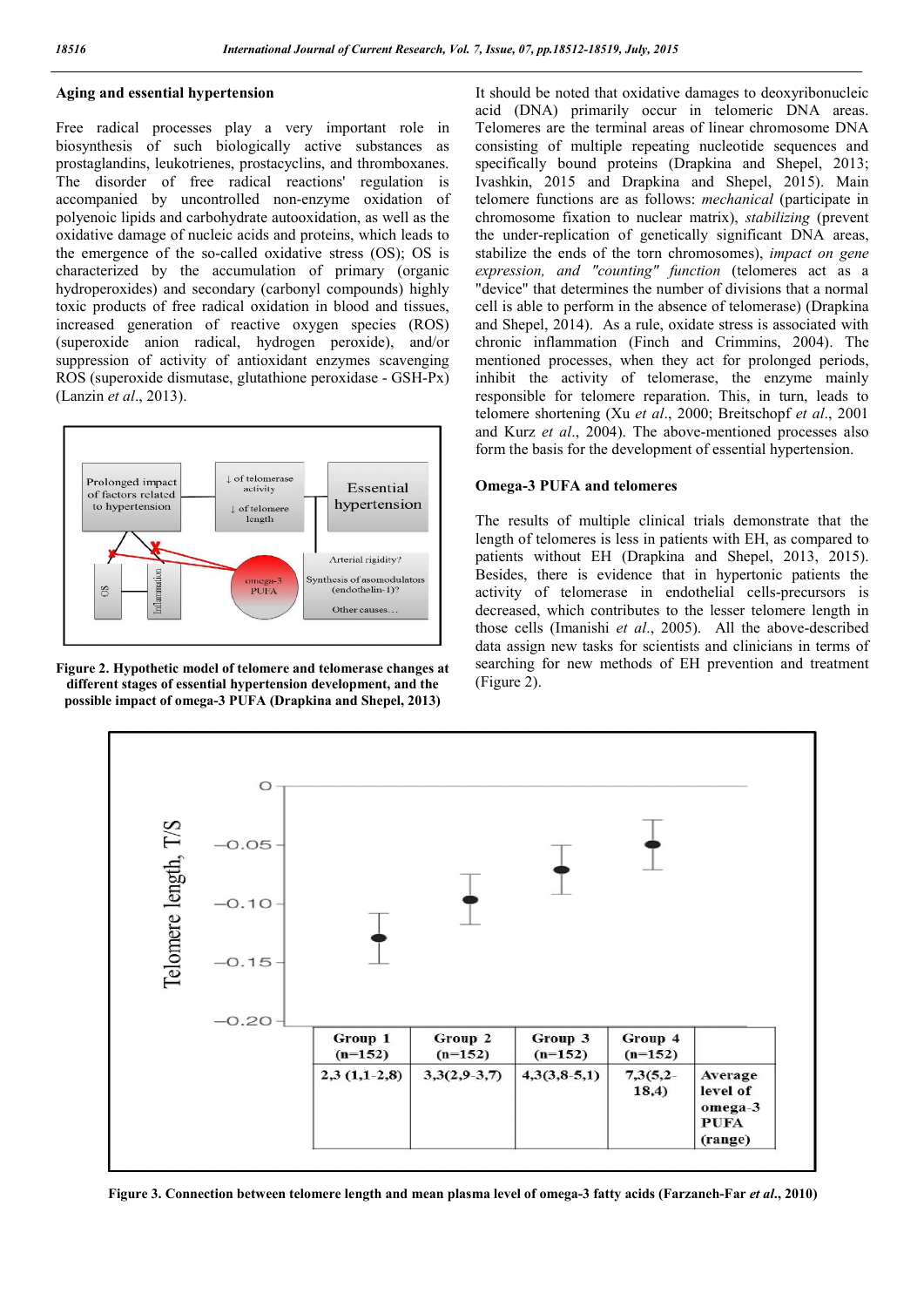## Aging and essential hypertension

Free radical processes play a very important role in biosynthesis of such biologically active substances as prostaglandins, leukotrienes, prostacyclins, and thromboxanes. The disorder of free radical reactions' regulation is accompanied by uncontrolled non-enzyme oxidation of polyenoic lipids and carbohydrate autooxidation, as well as the oxidative damage of nucleic acids and proteins, which leads to the emergence of the so-called oxidative stress (OS); OS is characterized by the accumulation of primary (organic hydroperoxides) and secondary (carbonyl compounds) highly toxic products of free radical oxidation in blood and tissues, increased generation of reactive oxygen species (ROS) (superoxide anion radical, hydrogen peroxide), and/or suppression of activity of antioxidant enzymes scavenging ROS (superoxide dismutase, glutathione peroxidase - GSH-Px) (Lanzin *et al*., 2013).

**Figure 2. Hypothetic model of telomere and telomerase changes at different stages of essential hypertension development, and the possible impact of omega-3 PUFA (Drapkina and Shepel, 2013)**

It should be noted that oxidative damages to deoxyribonucleic acid (DNA) primarily occur in telomeric DNA areas. Telomeres are the terminal areas of linear chromosome DNA consisting of multiple repeating nucleotide sequences and specifically bound proteins (Drapkina and Shepel, 2013; Ivashkin, 2015 and Drapkina and Shepel, 2015). Main telomere functions are as follows: *mechanical* (participate in chromosome fixation to nuclear matrix), *stabilizing* (prevent the under-replication of genetically significant DNA areas, stabilize the ends of the torn chromosomes), *impact on gene expression, and "counting" function* (telomeres act as a "device" that determines the number of divisions that a normal cell is able to perform in the absence of telomerase) (Drapkina and Shepel, 2014). As a rule, oxidate stress is associated with chronic inflammation (Finch and Crimmins, 2004). The mentioned processes, when they act for prolonged periods, inhibit the activity of telomerase, the enzyme mainly responsible for telomere reparation. This, in turn, leads to telomere shortening (Xu *et al*., 2000; Breitschopf *et al*., 2001 and Kurz *et al*., 2004). The above-mentioned processes also form the basis for the development of essential hypertension.

## Omega-3 PUFA and telomeres

The results of multiple clinical trials demonstrate that the length of telomeres is less in patients with EH, as compared to patients without EH (Drapkina and Shepel, 2013, 2015). Besides, there is evidence that in hypertonic patients the activity of telomerase in endothelial cells-precursors is decreased, which contributes to the lesser telomere length in those cells (Imanishi *et al*., 2005). All the above-described data assign new tasks for scientists and clinicians in terms of searching for new methods of EH prevention and treatment (Figure 2).

| Group 1 (n=152) | Group 2 (n=152) | Group 3 (n=152) | Group 4 (n=152) | |
|---|---|---|---|---|
| 2,3 (1,1-2,8) | 3,3(2,9-3,7) | 4,3(3,8-5,1) | 7,3(5,2-18,4) | Average level of omega-3 PUFA (range) |

**Figure 3. Connection between telomere length and mean plasma level of omega-3 fatty acids (Farzaneh-Far *et al*., 2010)**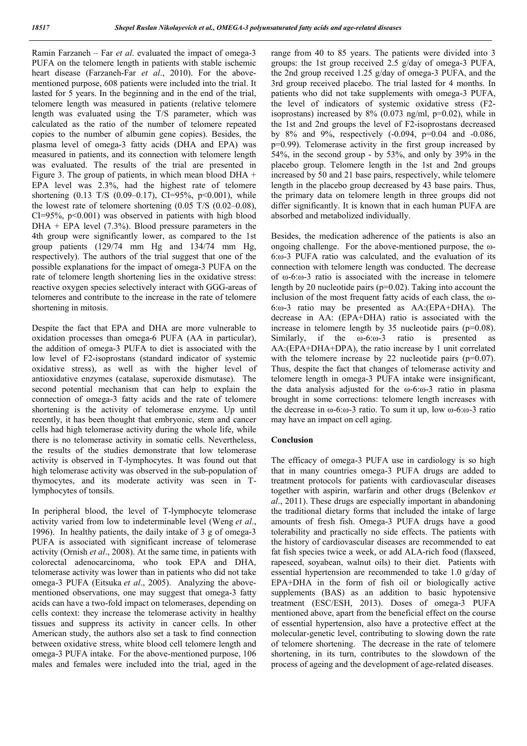Ramin Farzaneh – Far *et al*. evaluated the impact of omega-3 PUFA on the telomere length in patients with stable ischemic heart disease (Farzaneh-Far *et al*., 2010). For the above-mentioned purpose, 608 patients were included into the trial. It lasted for 5 years. In the beginning and in the end of the trial, telomere length was measured in patients (relative telomere length was evaluated using the T/S parameter, which was calculated as the ratio of the number of telomere repeated copies to the number of albumin gene copies). Besides, the plasma level of omega-3 fatty acids (DHA and EPA) was measured in patients, and its connection with telomere length was evaluated. The results of the trial are presented in Figure 3. The group of patients, in which mean blood DHA + EPA level was 2.3%, had the highest rate of telomere shortening (0.13 T/S (0.09–0.17), CI=95%, $p<0.001$), while the lowest rate of telomere shortening (0.05 T/S (0.02–0.08), CI=95%, $p<0.001$) was observed in patients with high blood DHA + EPA level (7.3%). Blood pressure parameters in the 4th group were significantly lower, as compared to the 1st group patients (129/74 mm Hg and 134/74 mm Hg, respectively). The authors of the trial suggest that one of the possible explanations for the impact of omega-3 PUFA on the rate of telomere length shortening lies in the oxidative stress: reactive oxygen species selectively interact with GGG-areas of telomeres and contribute to the increase in the rate of telomere shortening in mitosis.

Despite the fact that EPA and DHA are more vulnerable to oxidation processes than omega-6 PUFA (AA in particular), the addition of omega-3 PUFA to diet is associated with the low level of F2-isoprostans (standard indicator of systemic oxidative stress), as well as with the higher level of antioxidative enzymes (catalase, superoxide dismutase). The second potential mechanism that can help to explain the connection of omega-3 fatty acids and the rate of telomere shortening is the activity of telomerase enzyme. Up until recently, it has been thought that embryonic, stem and cancer cells had high telomerase activity during the whole life, while there is no telomerase activity in somatic cells. Nevertheless, the results of the studies demonstrate that low telomerase activity is observed in T-lymphocytes. It was found out that high telomerase activity was observed in the sub-population of thymocytes, and its moderate activity was seen in T-lymphocytes of tonsils.

In peripheral blood, the level of T-lymphocyte telomerase activity varied from low to indeterminable level (Weng *et al*., 1996). In healthy patients, the daily intake of 3 g of omega-3 PUFA is associated with significant increase of telomerase activity (Ornish *et al*., 2008). At the same time, in patients with colorectal adenocarcinoma, who took EPA and DHA, telomerase activity was lower than in patients who did not take omega-3 PUFA (Eitsuka *et al*., 2005). Analyzing the above-mentioned observations, one may suggest that omega-3 fatty acids can have a two-fold impact on telomerases, depending on cells context: they increase the telomerase activity in healthy tissues and suppress its activity in cancer cells. In other American study, the authors also set a task to find connection between oxidative stress, white blood cell telomere length and omega-3 PUFA intake. For the above-mentioned purpose, 106 males and females were included into the trial, aged in the range from 40 to 85 years. The patients were divided into 3 groups: the 1st group received 2.5 g/day of omega-3 PUFA, the 2nd group received 1.25 g/day of omega-3 PUFA, and the 3rd group received placebo. The trial lasted for 4 months. In patients who did not take supplements with omega-3 PUFA, the level of indicators of systemic oxidative stress (F2-isoprostans) increased by 8% (0.073 ng/ml, $p=0.02$), while in the 1st and 2nd groups the level of F2-isoprostans decreased by 8% and 9%, respectively (-0.094, $p=0.04$ and -0.086, $p=0.99$). Telomerase activity in the first group increased by 54%, in the second group - by 53%, and only by 39% in the placebo group. Telomere length in the 1st and 2nd groups increased by 50 and 21 base pairs, respectively, while telomere length in the placebo group decreased by 43 base pairs. Thus, the primary data on telomere length in three groups did not differ significantly. It is known that in each human PUFA are absorbed and metabolized individually.

Besides, the medication adherence of the patients is also an ongoing challenge. For the above-mentioned purpose, the ω-6:ω-3 PUFA ratio was calculated, and the evaluation of its connection with telomere length was conducted. The decrease of ω-6:ω-3 ratio is associated with the increase in telomere length by 20 nucleotide pairs ($p=0.02$). Taking into account the inclusion of the most frequent fatty acids of each class, the ω-6:ω-3 ratio may be presented as AA:(EPA+DHA). The decrease in AA: (EPA+DHA) ratio is associated with the increase in telomere length by 35 nucleotide pairs ($p=0.08$). Similarly, if the ω-6:ω-3 ratio is presented as AA:(EPA+DHA+DPA), the ratio increase by 1 unit correlated with the telomere increase by 22 nucleotide pairs ($p=0.07$). Thus, despite the fact that changes of telomerase activity and telomere length in omega-3 PUFA intake were insignificant, the data analysis adjusted for the ω-6:ω-3 ratio in plasma brought in some corrections: telomere length increases with the decrease in ω-6:ω-3 ratio. To sum it up, low ω-6:ω-3 ratio may have an impact on cell aging.

## Conclusion

The efficacy of omega-3 PUFA use in cardiology is so high that in many countries omega-3 PUFA drugs are added to treatment protocols for patients with cardiovascular diseases together with aspirin, warfarin and other drugs (Belenkov *et al*., 2011). These drugs are especially important in abandoning the traditional dietary forms that included the intake of large amounts of fresh fish. Omega-3 PUFA drugs have a good tolerability and practically no side effects. The patients with the history of cardiovascular diseases are recommended to eat fat fish species twice a week, or add ALA-rich food (flaxseed, rapeseed, soyabean, walnut oils) to their diet. Patients with essential hypertension are recommended to take 1.0 g/day of EPA+DHA in the form of fish oil or biologically active supplements (BAS) as an addition to basic hypotensive treatment (ESC/ESH, 2013). Doses of omega-3 PUFA mentioned above, apart from the beneficial effect on the course of essential hypertension, also have a protective effect at the molecular-genetic level, contributing to slowing down the rate of telomere shortening. The decrease in the rate of telomere shortening, in its turn, contributes to the slowdown of the process of ageing and the development of age-related diseases.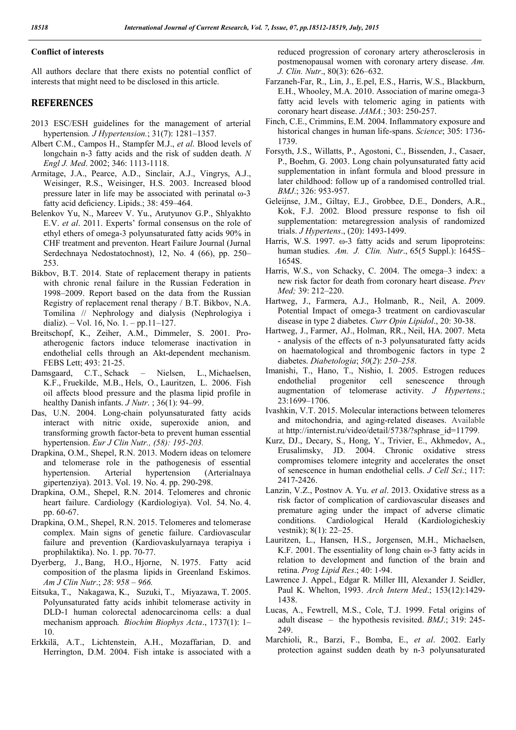### Conflict of interests

All authors declare that there exists no potential conflict of interests that might need to be disclosed in this article.

## REFERENCES

2013 ESC/ESH guidelines for the management of arterial hypertension*. J Hypertension.*; 31(7): 1281–1357.

Albert C.M., Campos H., Stampfer M.J., *et al*. Blood levels of longchain n-3 fatty acids and the risk of sudden death. *N Engl J. Med*. 2002; 346: 1113-1118.

Armitage, J.A., Pearce, A.D., Sinclair, A.J., Vingrys, A.J., Weisinger, R.S., Weisinger, H.S. 2003. Increased blood pressure later in life may be associated with perinatal ω-3 fatty acid deficiency. Lipids.; 38: 459–464.

Belenkov Yu, N., Mareev V. Yu., Arutyunov G.P., Shlyakhto E.V. *et al*. 2011. Experts' formal consensus on the role of ethyl ethers of omega-3 polyunsaturated fatty acids 90% in CHF treatment and preventon. Heart Failure Journal (Jurnal Serdechnaya Nedostatochnost), 12, No. 4 (66), pp. 250–253.

Bikbov, B.T. 2014. State of replacement therapy in patients with chronic renal failure in the Russian Federation in 1998–2009. Report based on the data from the Russian Registry of replacement renal therapy / B.T. Bikbov, N.A. Tomilina // Nephrology and dialysis (Nephrologiya i dializ). – Vol. 16, No. 1. – pp.11–127.

Breitschopf, K., Zeiher, A.M., Dimmeler, S. 2001. Pro-atherogenic factors induce telomerase inactivation in endothelial cells through an Akt-dependent mechanism. FEBS Lett; 493: 21-25.

Damsgaard, C.T., Schack – Nielsen, L., Michaelsen, K.F., Fruekilde, M.B., Hels, O., Lauritzen, L. 2006. Fish oil affects blood pressure and the plasma lipid profile in healthy Danish infants. *J Nutr*. ; 36(1): 94–99.

Das, U.N. 2004. Long-chain polyunsaturated fatty acids interact with nitric oxide, superoxide anion, and transforming growth factor-beta to prevent human essential hypertension. *Eur J Clin Nutr., (58): 195-203.*

Drapkina, O.M., Shepel, R.N. 2013. Modern ideas on telomere and telomerase role in the pathogenesis of essential hypertension. Arterial hypertension (Arterialnaya gipertenziya). 2013. Vol. 19. No. 4. pp. 290-298.

Drapkina, O.M., Shepel, R.N. 2014. Telomeres and chronic heart failure. Cardiology (Kardiologiya). Vol. 54. No. 4. pp. 60-67.

Drapkina, O.M., Shepel, R.N. 2015. Telomeres and telomerase complex. Main signs of genetic failure. Cardiovascular failure and prevention (Kardiovaskulyarnaya terapiya i prophilaktika). No. 1. pp. 70-77.

Dyerberg, J., Bang, H.O., Hjorne, N. 1975. Fatty acid composition of the plasma lipids in Greenland Eskimos. *Am J Clin Nutr*.; *28*: *958 – 966.*

Eitsuka, T., Nakagawa, K., Suzuki, T., Miyazawa, T. 2005. Polyunsaturated fatty acids inhibit telomerase activity in DLD-1 human colorectal adenocarcinoma cells: a dual mechanism approach*. Biochim Biophys Acta*., 1737(1): 1–10.

Erkkilä, A.T., Lichtenstein, A.H., Mozaffarian, D. and Herrington, D.M. 2004. Fish intake is associated with a reduced progression of coronary artery atherosclerosis in postmenopausal women with coronary artery disease. *Am. J. Clin. Nutr*., 80(3): 626–632.

Farzaneh-Far, R., Lin, J., E.pel, E.S., Harris, W.S., Blackburn, E.H., Whooley, M.A. 2010. Association of marine omega-3 fatty acid levels with telomeric aging in patients with coronary heart disease. *JAMA*.; 303: 250-257.

Finch, C.E., Crimmins, E.M. 2004. Inflammatory exposure and historical changes in human life-spans. *Science*; 305: 1736-1739.

Forsyth, J.S., Willatts, P., Agostoni, C., Bissenden, J., Casaer, P., Boehm, G. 2003. Long chain polyunsaturated fatty acid supplementation in infant formula and blood pressure in later childhood: follow up of a randomised controlled trial. *BMJ*.; 326: 953-957.

Geleijnse, J.M., Giltay, E.J., Grobbee, D.E., Donders, A.R., Kok, F.J. 2002. Blood pressure response to fish oil supplementation: metaregression analysis of randomized trials. *J Hypertens*., (20): 1493-1499.

Harris, W.S. 1997. ω-3 fatty acids and serum lipoproteins: human studies. *Am. J. Clin. Nutr*., 65(5 Suppl.): 1645S–1654S.

Harris, W.S., von Schacky, C. 2004. The omega–3 index: a new risk factor for death from coronary heart disease. *Prev Med;* 39: 212–220.

Hartweg, J., Farmera, A.J., Holmanb, R., Neil, A. 2009. Potential Impact of omega-3 treatment on cardiovascular disease in type 2 diabetes. *Curr Opin Lipidol*., 20: 30-38.

Hartweg, J., Farmer, AJ., Holman, RR., Neil, HA. 2007. Meta - analysis of the effects of n-3 polyunsaturated fatty acids on haematological and thrombogenic factors in type 2 diabetes. *Diabetologia*; *50*(*2*): *250–258*.

Imanishi, T., Hano, T., Nishio, I. 2005. Estrogen reduces endothelial progenitor cell senescence through augmentation of telomerase activity. *J Hypertens*.; 23:1699–1706.

Ivashkin, V.T. 2015. Molecular interactions between telomeres and mitochondria, and aging-related diseases. Available at http://internist.ru/video/detail/5738/?sphrase_id=11799.

Kurz, DJ., Decary, S., Hong, Y., Trivier, E., Akhmedov, A., Erusalimsky, JD. 2004. Chronic oxidative stress compromises telomere integrity and accelerates the onset of senescence in human endothelial cells. *J Cell Sci*.; 117: 2417-2426.

Lanzin, V.Z., Postnov A. Yu. *et al*. 2013. Oxidative stress as a risk factor of complication of cardiovascular diseases and premature aging under the impact of adverse climatic conditions. Cardiological Herald (Kardiologicheskiy vestnik); 8(1): 22–25.

Lauritzen, L., Hansen, H.S., Jorgensen, M.H., Michaelsen, K.F. 2001. The essentiality of long chain ω-3 fatty acids in relation to development and function of the brain and retina. *Prog Lipid Res*.; 40: 1-94.

Lawrence J. Appel., Edgar R. Miller III, Alexander J. Seidler, Paul K. Whelton, 1993. *Arch Intern Med*.; 153(12):1429-1438.

Lucas, A., Fewtrell, M.S., Cole, T.J. 1999. Fetal origins of adult disease – the hypothesis revisited. *BMJ*.; 319: 245-249.

Marchioli, R., Barzi, F., Bomba, E., *et al*. 2002. Early protection against sudden death by n-3 polyunsaturated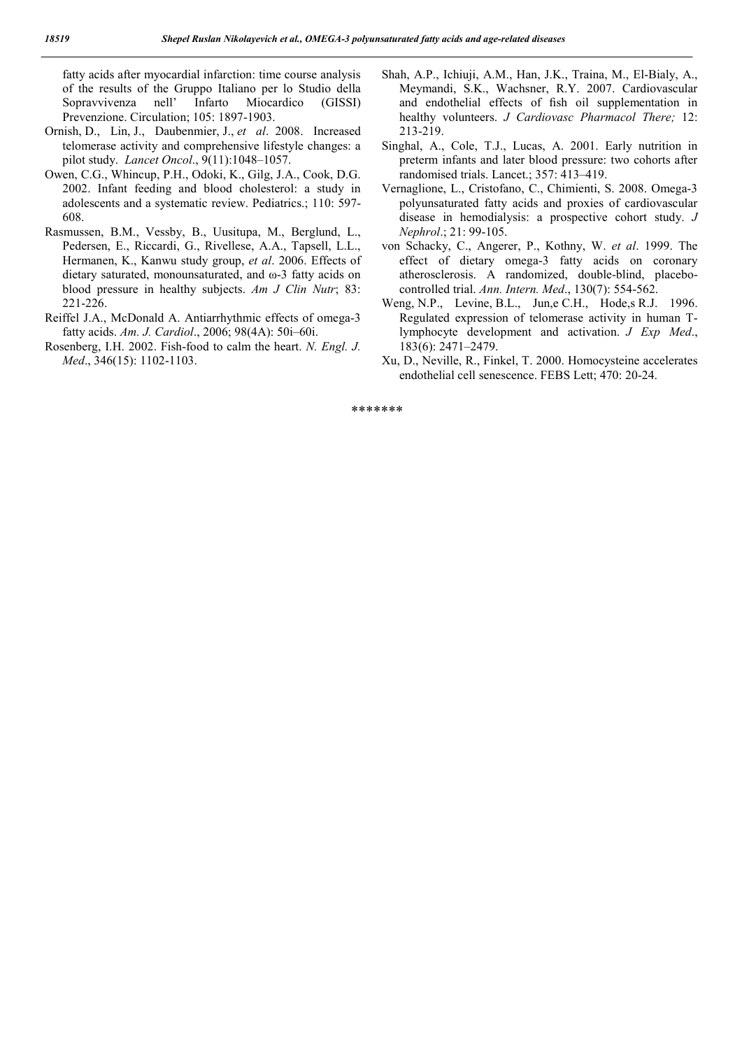fatty acids after myocardial infarction: time course analysis of the results of the Gruppo Italiano per lo Studio della Sopravvivenza nell' Infarto Miocardico (GISSI) Prevenzione. Circulation; 105: 1897-1903.

Ornish, D., Lin, J., Daubenmier, J., *et al*. 2008. Increased telomerase activity and comprehensive lifestyle changes: a pilot study. *Lancet Oncol*., 9(11):1048–1057.

Owen, C.G., Whincup, P.H., Odoki, K., Gilg, J.A., Cook, D.G. 2002. Infant feeding and blood cholesterol: a study in adolescents and a systematic review. Pediatrics.; 110: 597-608.

Rasmussen, B.M., Vessby, B., Uusitupa, M., Berglund, L., Pedersen, E., Riccardi, G., Rivellese, A.A., Tapsell, L.L., Hermanen, K., Kanwu study group, *et al*. 2006. Effects of dietary saturated, monounsaturated, and ω-3 fatty acids on blood pressure in healthy subjects. *Am J Clin Nutr*; 83: 221-226.

Reiffel J.A., McDonald A. Antiarrhythmic effects of omega-3 fatty acids. *Am. J. Cardiol*., 2006; 98(4A): 50i–60i.

Rosenberg, I.H. 2002. Fish-food to calm the heart. *N. Engl. J. Med*., 346(15): 1102-1103.

Shah, A.P., Ichiuji, A.M., Han, J.K., Traina, M., El-Bialy, A., Meymandi, S.K., Wachsner, R.Y. 2007. Cardiovascular and endothelial effects of fish oil supplementation in healthy volunteers. *J Cardiovasc Pharmacol There;* 12: 213-219.

Singhal, A., Cole, T.J., Lucas, A. 2001. Early nutrition in preterm infants and later blood pressure: two cohorts after randomised trials. Lancet.; 357: 413–419.

Vernaglione, L., Cristofano, C., Chimienti, S. 2008. Omega-3 polyunsaturated fatty acids and proxies of cardiovascular disease in hemodialysis: a prospective cohort study. *J Nephrol*.; 21: 99-105.

von Schacky, C., Angerer, P., Kothny, W. *et al*. 1999. The effect of dietary omega-3 fatty acids on coronary atherosclerosis. A randomized, double-blind, placebo-controlled trial. *Ann. Intern. Med*., 130(7): 554-562.

Weng, N.P., Levine, B.L., Jun,e C.H., Hode,s R.J. 1996. Regulated expression of telomerase activity in human T-lymphocyte development and activation. *J Exp Med*., 183(6): 2471–2479.

Xu, D., Neville, R., Finkel, T. 2000. Homocysteine accelerates endothelial cell senescence. FEBS Lett; 470: 20-24.

*******